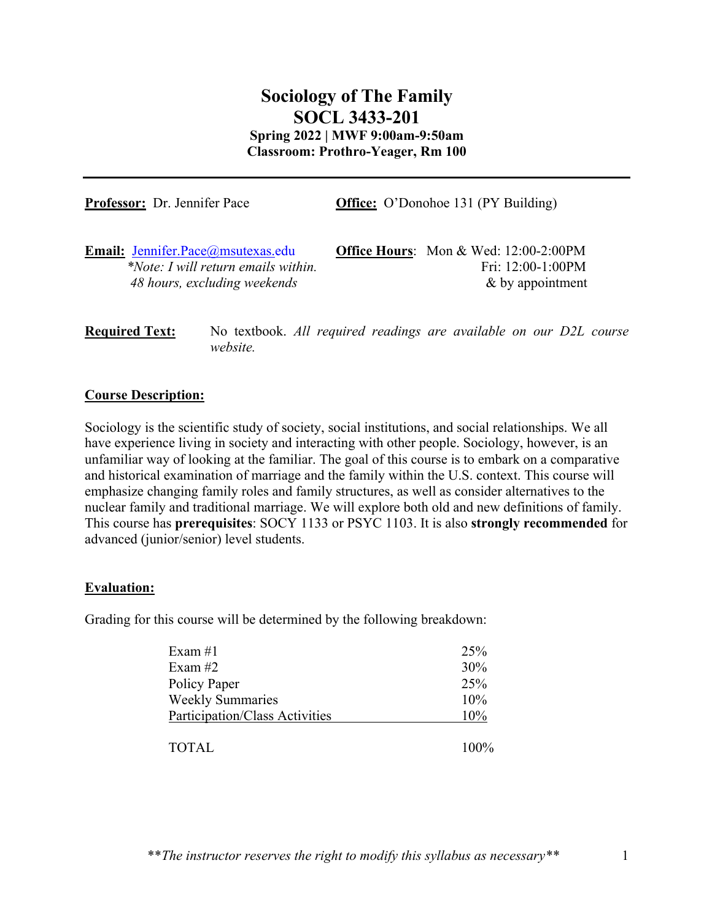# Sociology of The Family
# SOCL 3433-201
**Spring 2022 | MWF 9:00am-9:50am**
**Classroom: Prothro-Yeager, Rm 100**

---

**Professor:** Dr. Jennifer Pace

**Office:** O'Donohoe 131 (PY Building)

**Email:** Jennifer.Pace@msutexas.edu
*\*Note: I will return emails within. 48 hours, excluding weekends*

**Office Hours**: Mon & Wed: 12:00-2:00PM
Fri: 12:00-1:00PM
& by appointment

**Required Text:** No textbook. *All required readings are available on our D2L course website.*

## Course Description:

Sociology is the scientific study of society, social institutions, and social relationships. We all have experience living in society and interacting with other people. Sociology, however, is an unfamiliar way of looking at the familiar. The goal of this course is to embark on a comparative and historical examination of marriage and the family within the U.S. context. This course will emphasize changing family roles and family structures, as well as consider alternatives to the nuclear family and traditional marriage. We will explore both old and new definitions of family. This course has **prerequisites**: SOCY 1133 or PSYC 1103. It is also **strongly recommended** for advanced (junior/senior) level students.

## Evaluation:

Grading for this course will be determined by the following breakdown:

| | |
|---|---|
| Exam #1 | 25% |
| Exam #2 | 30% |
| Policy Paper | 25% |
| Weekly Summaries | 10% |
| Participation/Class Activities | 10% |
| TOTAL | 100% |

*\*\*The instructor reserves the right to modify this syllabus as necessary\*\**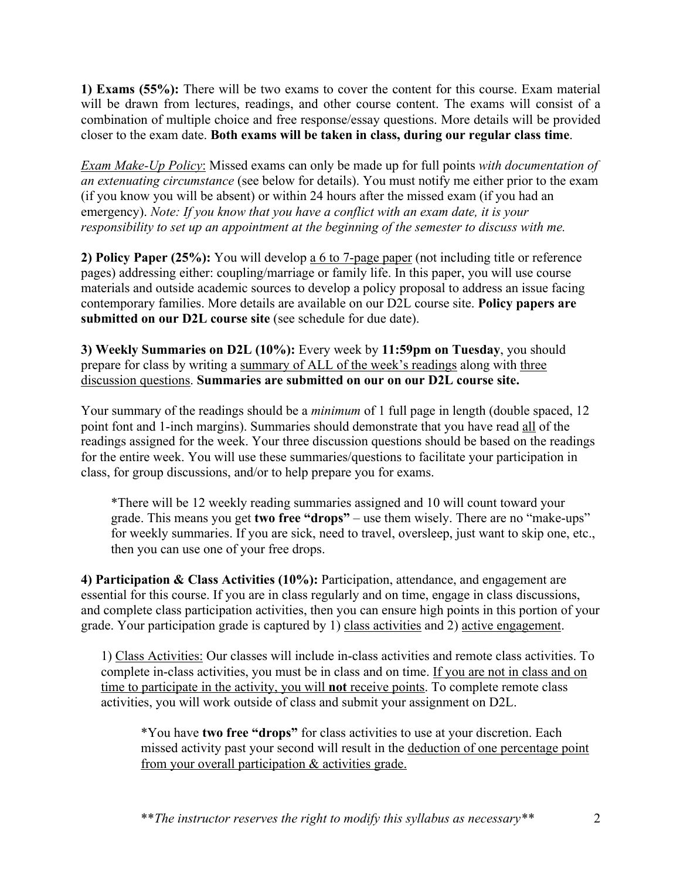**1) Exams (55%):** There will be two exams to cover the content for this course. Exam material will be drawn from lectures, readings, and other course content. The exams will consist of a combination of multiple choice and free response/essay questions. More details will be provided closer to the exam date. **Both exams will be taken in class, during our regular class time**.

*Exam Make-Up Policy*: Missed exams can only be made up for full points *with documentation of an extenuating circumstance* (see below for details). You must notify me either prior to the exam (if you know you will be absent) or within 24 hours after the missed exam (if you had an emergency). *Note: If you know that you have a conflict with an exam date, it is your responsibility to set up an appointment at the beginning of the semester to discuss with me.*

**2) Policy Paper (25%):** You will develop a 6 to 7-page paper (not including title or reference pages) addressing either: coupling/marriage or family life. In this paper, you will use course materials and outside academic sources to develop a policy proposal to address an issue facing contemporary families. More details are available on our D2L course site. **Policy papers are submitted on our D2L course site** (see schedule for due date).

**3) Weekly Summaries on D2L (10%):** Every week by **11:59pm on Tuesday**, you should prepare for class by writing a summary of ALL of the week's readings along with three discussion questions. **Summaries are submitted on our on our D2L course site.**

Your summary of the readings should be a *minimum* of 1 full page in length (double spaced, 12 point font and 1-inch margins). Summaries should demonstrate that you have read all of the readings assigned for the week. Your three discussion questions should be based on the readings for the entire week. You will use these summaries/questions to facilitate your participation in class, for group discussions, and/or to help prepare you for exams.

> *There will be 12 weekly reading summaries assigned and 10 will count toward your grade. This means you get **two free "drops"** – use them wisely. There are no "make-ups" for weekly summaries. If you are sick, need to travel, oversleep, just want to skip one, etc., then you can use one of your free drops.

**4) Participation & Class Activities (10%):** Participation, attendance, and engagement are essential for this course. If you are in class regularly and on time, engage in class discussions, and complete class participation activities, then you can ensure high points in this portion of your grade. Your participation grade is captured by 1) class activities and 2) active engagement.

> 1) Class Activities: Our classes will include in-class activities and remote class activities. To complete in-class activities, you must be in class and on time. If you are not in class and on time to participate in the activity, you will **not** receive points. To complete remote class activities, you will work outside of class and submit your assignment on D2L.
>
> > *You have **two free "drops"** for class activities to use at your discretion. Each missed activity past your second will result in the deduction of one percentage point from your overall participation & activities grade.

***The instructor reserves the right to modify this syllabus as necessary***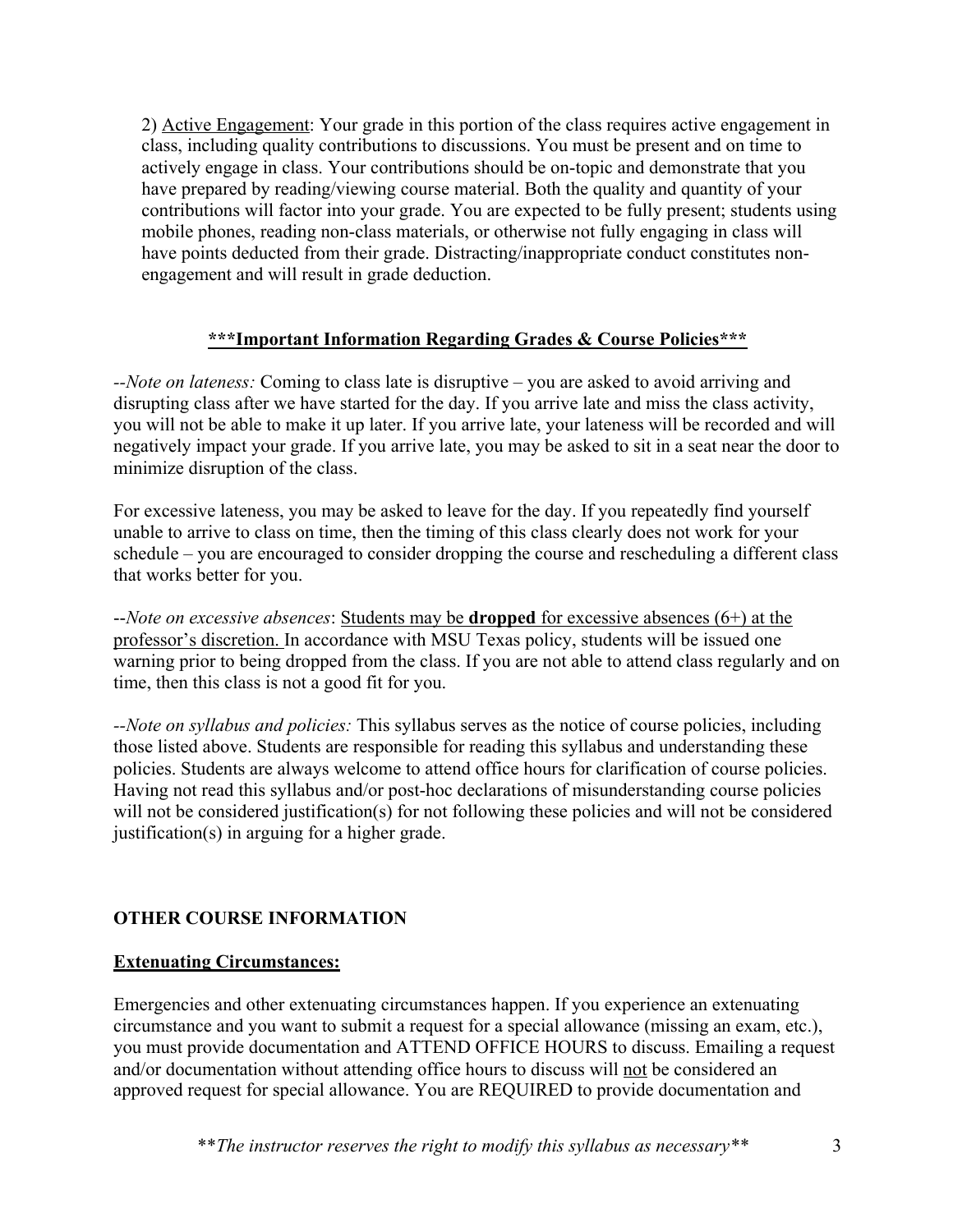2) <u>Active Engagement</u>: Your grade in this portion of the class requires active engagement in class, including quality contributions to discussions. You must be present and on time to actively engage in class. Your contributions should be on-topic and demonstrate that you have prepared by reading/viewing course material. Both the quality and quantity of your contributions will factor into your grade. You are expected to be fully present; students using mobile phones, reading non-class materials, or otherwise not fully engaging in class will have points deducted from their grade. Distracting/inappropriate conduct constitutes non-engagement and will result in grade deduction.

## <u>***Important Information Regarding Grades & Course Policies***</u>

--*Note on lateness:* Coming to class late is disruptive – you are asked to avoid arriving and disrupting class after we have started for the day. If you arrive late and miss the class activity, you will not be able to make it up later. If you arrive late, your lateness will be recorded and will negatively impact your grade. If you arrive late, you may be asked to sit in a seat near the door to minimize disruption of the class.

For excessive lateness, you may be asked to leave for the day. If you repeatedly find yourself unable to arrive to class on time, then the timing of this class clearly does not work for your schedule – you are encouraged to consider dropping the course and rescheduling a different class that works better for you.

--*Note on excessive absences*: <u>Students may be **dropped** for excessive absences (6+) at the professor's discretion.</u> In accordance with MSU Texas policy, students will be issued one warning prior to being dropped from the class. If you are not able to attend class regularly and on time, then this class is not a good fit for you.

--*Note on syllabus and policies:* This syllabus serves as the notice of course policies, including those listed above. Students are responsible for reading this syllabus and understanding these policies. Students are always welcome to attend office hours for clarification of course policies. Having not read this syllabus and/or post-hoc declarations of misunderstanding course policies will not be considered justification(s) for not following these policies and will not be considered justification(s) in arguing for a higher grade.

## OTHER COURSE INFORMATION

### <u>Extenuating Circumstances:</u>

Emergencies and other extenuating circumstances happen. If you experience an extenuating circumstance and you want to submit a request for a special allowance (missing an exam, etc.), you must provide documentation and ATTEND OFFICE HOURS to discuss. Emailing a request and/or documentation without attending office hours to discuss will <u>not</u> be considered an approved request for special allowance. You are REQUIRED to provide documentation and

***The instructor reserves the right to modify this syllabus as necessary***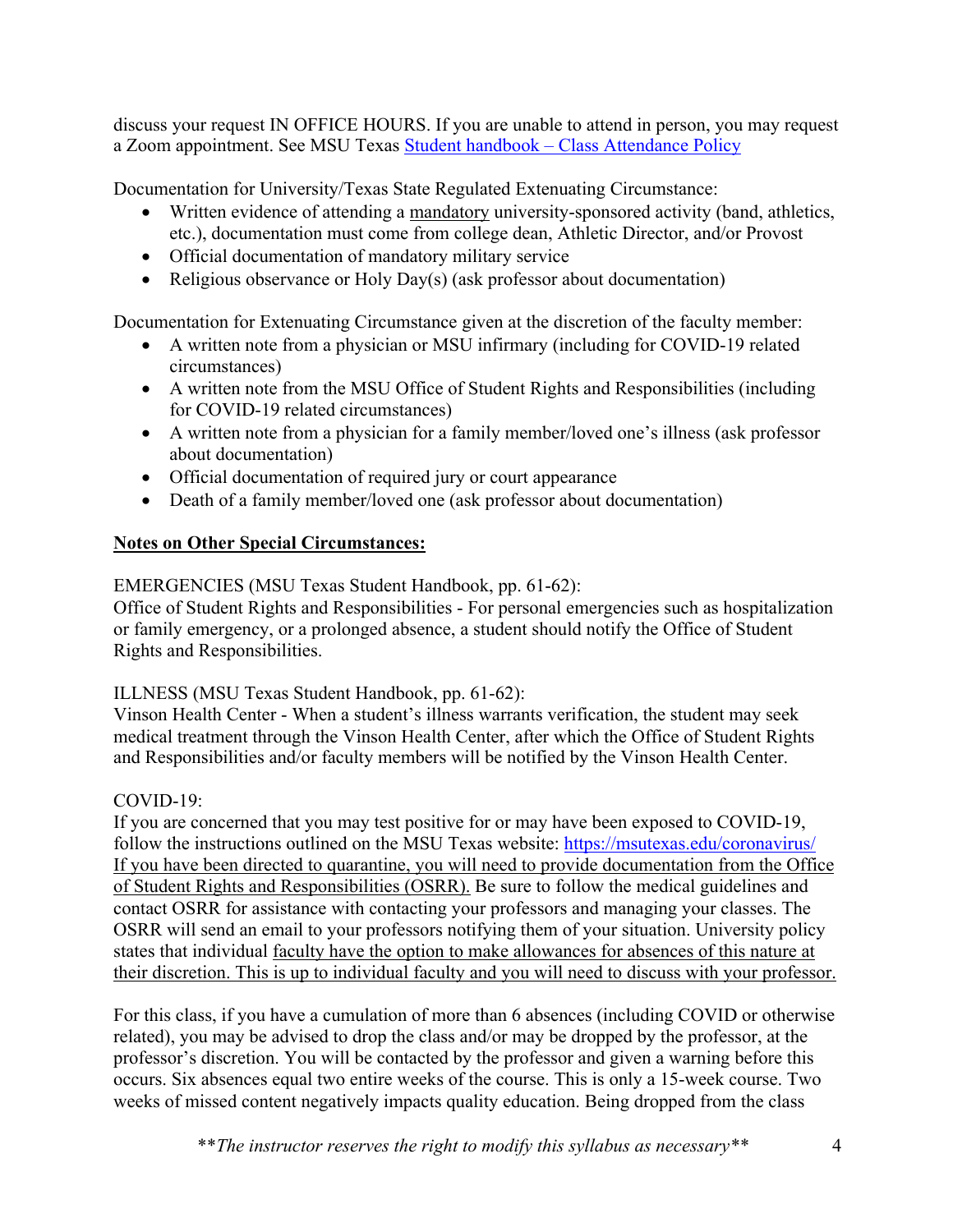discuss your request IN OFFICE HOURS. If you are unable to attend in person, you may request a Zoom appointment. See MSU Texas [Student handbook – Class Attendance Policy]

Documentation for University/Texas State Regulated Extenuating Circumstance:

- Written evidence of attending a mandatory university-sponsored activity (band, athletics, etc.), documentation must come from college dean, Athletic Director, and/or Provost
- Official documentation of mandatory military service
- Religious observance or Holy Day(s) (ask professor about documentation)

Documentation for Extenuating Circumstance given at the discretion of the faculty member:

- A written note from a physician or MSU infirmary (including for COVID-19 related circumstances)
- A written note from the MSU Office of Student Rights and Responsibilities (including for COVID-19 related circumstances)
- A written note from a physician for a family member/loved one's illness (ask professor about documentation)
- Official documentation of required jury or court appearance
- Death of a family member/loved one (ask professor about documentation)

**Notes on Other Special Circumstances:**

EMERGENCIES (MSU Texas Student Handbook, pp. 61-62):
Office of Student Rights and Responsibilities - For personal emergencies such as hospitalization or family emergency, or a prolonged absence, a student should notify the Office of Student Rights and Responsibilities.

ILLNESS (MSU Texas Student Handbook, pp. 61-62):
Vinson Health Center - When a student's illness warrants verification, the student may seek medical treatment through the Vinson Health Center, after which the Office of Student Rights and Responsibilities and/or faculty members will be notified by the Vinson Health Center.

COVID-19:
If you are concerned that you may test positive for or may have been exposed to COVID-19, follow the instructions outlined on the MSU Texas website: https://msutexas.edu/coronavirus/
If you have been directed to quarantine, you will need to provide documentation from the Office of Student Rights and Responsibilities (OSRR). Be sure to follow the medical guidelines and contact OSRR for assistance with contacting your professors and managing your classes. The OSRR will send an email to your professors notifying them of your situation. University policy states that individual faculty have the option to make allowances for absences of this nature at their discretion. This is up to individual faculty and you will need to discuss with your professor.

For this class, if you have a cumulation of more than 6 absences (including COVID or otherwise related), you may be advised to drop the class and/or may be dropped by the professor, at the professor's discretion. You will be contacted by the professor and given a warning before this occurs. Six absences equal two entire weeks of the course. This is only a 15-week course. Two weeks of missed content negatively impacts quality education. Being dropped from the class

*\*\*The instructor reserves the right to modify this syllabus as necessary\*\**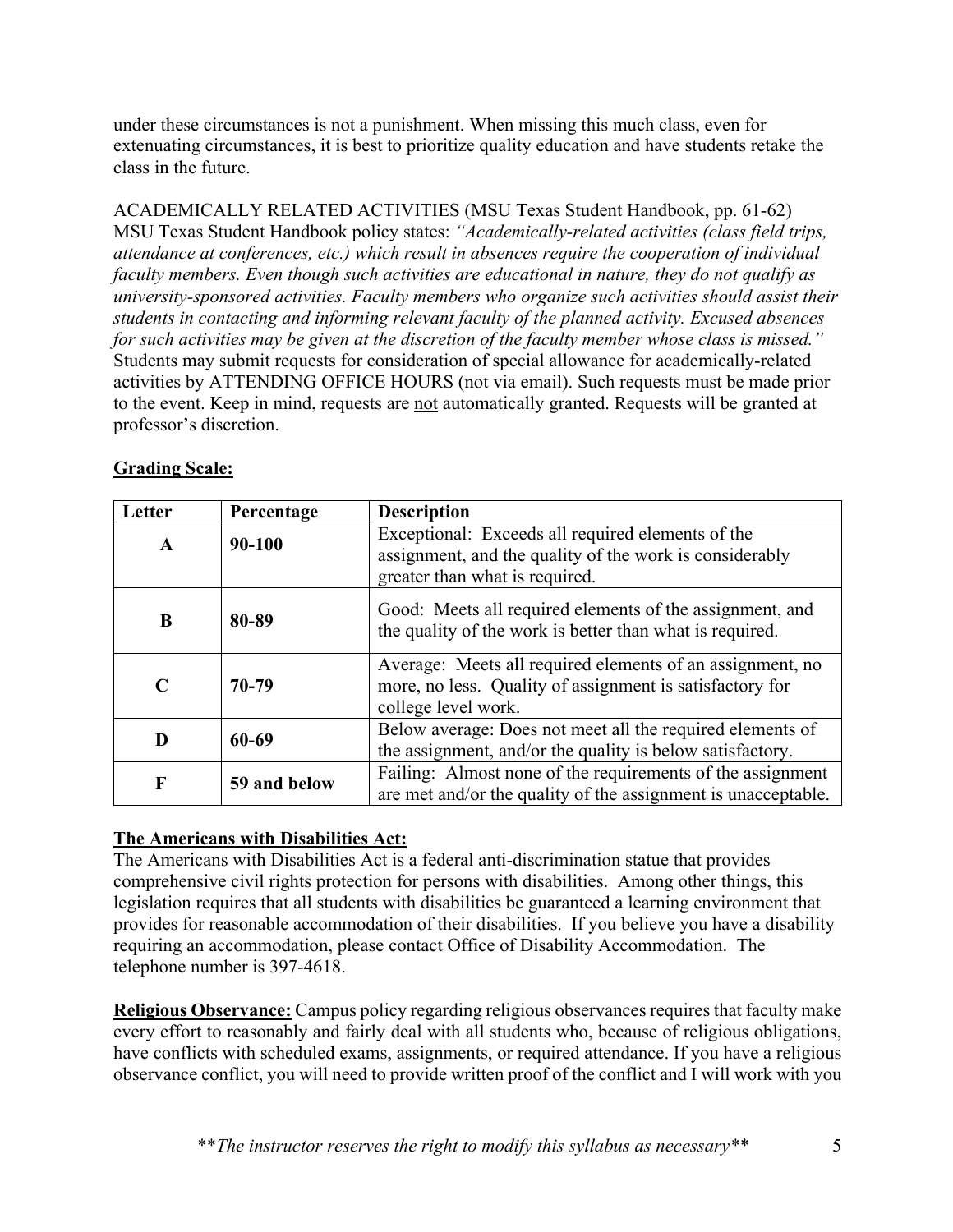under these circumstances is not a punishment. When missing this much class, even for extenuating circumstances, it is best to prioritize quality education and have students retake the class in the future.

ACADEMICALLY RELATED ACTIVITIES (MSU Texas Student Handbook, pp. 61-62)
MSU Texas Student Handbook policy states: *"Academically-related activities (class field trips, attendance at conferences, etc.) which result in absences require the cooperation of individual faculty members. Even though such activities are educational in nature, they do not qualify as university-sponsored activities. Faculty members who organize such activities should assist their students in contacting and informing relevant faculty of the planned activity. Excused absences for such activities may be given at the discretion of the faculty member whose class is missed."* Students may submit requests for consideration of special allowance for academically-related activities by ATTENDING OFFICE HOURS (not via email). Such requests must be made prior to the event. Keep in mind, requests are <u>not</u> automatically granted. Requests will be granted at professor's discretion.

**<u>Grading Scale:</u>**

| Letter | Percentage | Description |
|---|---|---|
| **A** | **90-100** | Exceptional: Exceeds all required elements of the assignment, and the quality of the work is considerably greater than what is required. |
| **B** | **80-89** | Good: Meets all required elements of the assignment, and the quality of the work is better than what is required. |
| **C** | **70-79** | Average: Meets all required elements of an assignment, no more, no less. Quality of assignment is satisfactory for college level work. |
| **D** | **60-69** | Below average: Does not meet all the required elements of the assignment, and/or the quality is below satisfactory. |
| **F** | **59 and below** | Failing: Almost none of the requirements of the assignment are met and/or the quality of the assignment is unacceptable. |

**<u>The Americans with Disabilities Act:</u>**
The Americans with Disabilities Act is a federal anti-discrimination statue that provides comprehensive civil rights protection for persons with disabilities. Among other things, this legislation requires that all students with disabilities be guaranteed a learning environment that provides for reasonable accommodation of their disabilities. If you believe you have a disability requiring an accommodation, please contact Office of Disability Accommodation. The telephone number is 397-4618.

**<u>Religious Observance:</u>** Campus policy regarding religious observances requires that faculty make every effort to reasonably and fairly deal with all students who, because of religious obligations, have conflicts with scheduled exams, assignments, or required attendance. If you have a religious observance conflict, you will need to provide written proof of the conflict and I will work with you

*\*\*The instructor reserves the right to modify this syllabus as necessary\*\**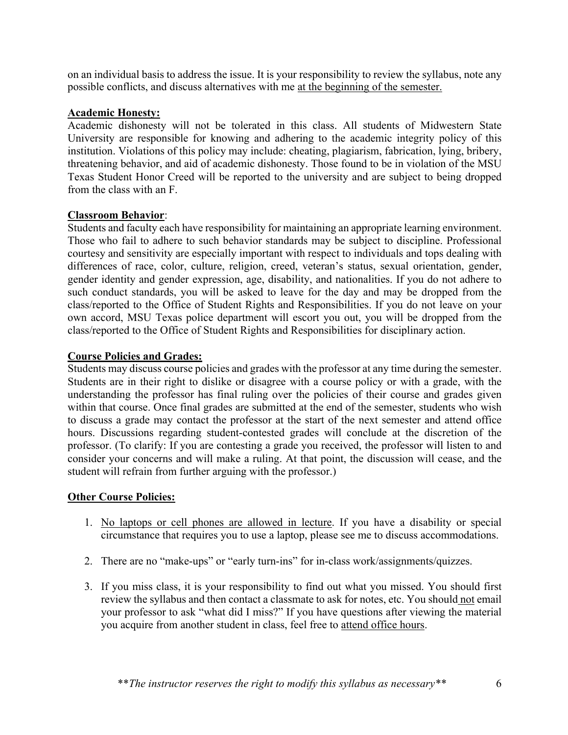on an individual basis to address the issue. It is your responsibility to review the syllabus, note any possible conflicts, and discuss alternatives with me <u>at the beginning of the semester.</u>

**<u>Academic Honesty:</u>**

Academic dishonesty will not be tolerated in this class. All students of Midwestern State University are responsible for knowing and adhering to the academic integrity policy of this institution. Violations of this policy may include: cheating, plagiarism, fabrication, lying, bribery, threatening behavior, and aid of academic dishonesty. Those found to be in violation of the MSU Texas Student Honor Creed will be reported to the university and are subject to being dropped from the class with an F.

**<u>Classroom Behavior</u>**:

Students and faculty each have responsibility for maintaining an appropriate learning environment. Those who fail to adhere to such behavior standards may be subject to discipline. Professional courtesy and sensitivity are especially important with respect to individuals and tops dealing with differences of race, color, culture, religion, creed, veteran's status, sexual orientation, gender, gender identity and gender expression, age, disability, and nationalities. If you do not adhere to such conduct standards, you will be asked to leave for the day and may be dropped from the class/reported to the Office of Student Rights and Responsibilities. If you do not leave on your own accord, MSU Texas police department will escort you out, you will be dropped from the class/reported to the Office of Student Rights and Responsibilities for disciplinary action.

**<u>Course Policies and Grades:</u>**

Students may discuss course policies and grades with the professor at any time during the semester. Students are in their right to dislike or disagree with a course policy or with a grade, with the understanding the professor has final ruling over the policies of their course and grades given within that course. Once final grades are submitted at the end of the semester, students who wish to discuss a grade may contact the professor at the start of the next semester and attend office hours. Discussions regarding student-contested grades will conclude at the discretion of the professor. (To clarify: If you are contesting a grade you received, the professor will listen to and consider your concerns and will make a ruling. At that point, the discussion will cease, and the student will refrain from further arguing with the professor.)

**<u>Other Course Policies:</u>**

1. <u>No laptops or cell phones are allowed in lecture</u>. If you have a disability or special circumstance that requires you to use a laptop, please see me to discuss accommodations.

2. There are no "make-ups" or "early turn-ins" for in-class work/assignments/quizzes.

3. If you miss class, it is your responsibility to find out what you missed. You should first review the syllabus and then contact a classmate to ask for notes, etc. You should <u>not</u> email your professor to ask "what did I miss?" If you have questions after viewing the material you acquire from another student in class, feel free to <u>attend office hours</u>.

*\*\*The instructor reserves the right to modify this syllabus as necessary\*\**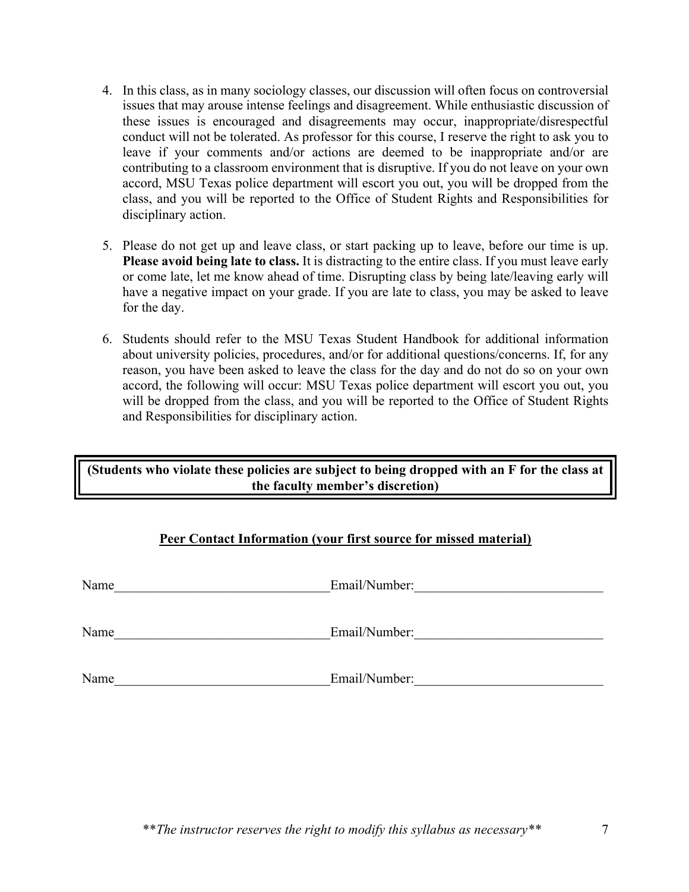4. In this class, as in many sociology classes, our discussion will often focus on controversial issues that may arouse intense feelings and disagreement. While enthusiastic discussion of these issues is encouraged and disagreements may occur, inappropriate/disrespectful conduct will not be tolerated. As professor for this course, I reserve the right to ask you to leave if your comments and/or actions are deemed to be inappropriate and/or are contributing to a classroom environment that is disruptive. If you do not leave on your own accord, MSU Texas police department will escort you out, you will be dropped from the class, and you will be reported to the Office of Student Rights and Responsibilities for disciplinary action.

5. Please do not get up and leave class, or start packing up to leave, before our time is up. **Please avoid being late to class.** It is distracting to the entire class. If you must leave early or come late, let me know ahead of time. Disrupting class by being late/leaving early will have a negative impact on your grade. If you are late to class, you may be asked to leave for the day.

6. Students should refer to the MSU Texas Student Handbook for additional information about university policies, procedures, and/or for additional questions/concerns. If, for any reason, you have been asked to leave the class for the day and do not do so on your own accord, the following will occur: MSU Texas police department will escort you out, you will be dropped from the class, and you will be reported to the Office of Student Rights and Responsibilities for disciplinary action.

**(Students who violate these policies are subject to being dropped with an F for the class at the faculty member's discretion)**

**Peer Contact Information (your first source for missed material)**

Name________________________________ Email/Number:____________________________

Name________________________________ Email/Number:____________________________

Name________________________________ Email/Number:____________________________

*\*\*The instructor reserves the right to modify this syllabus as necessary\*\**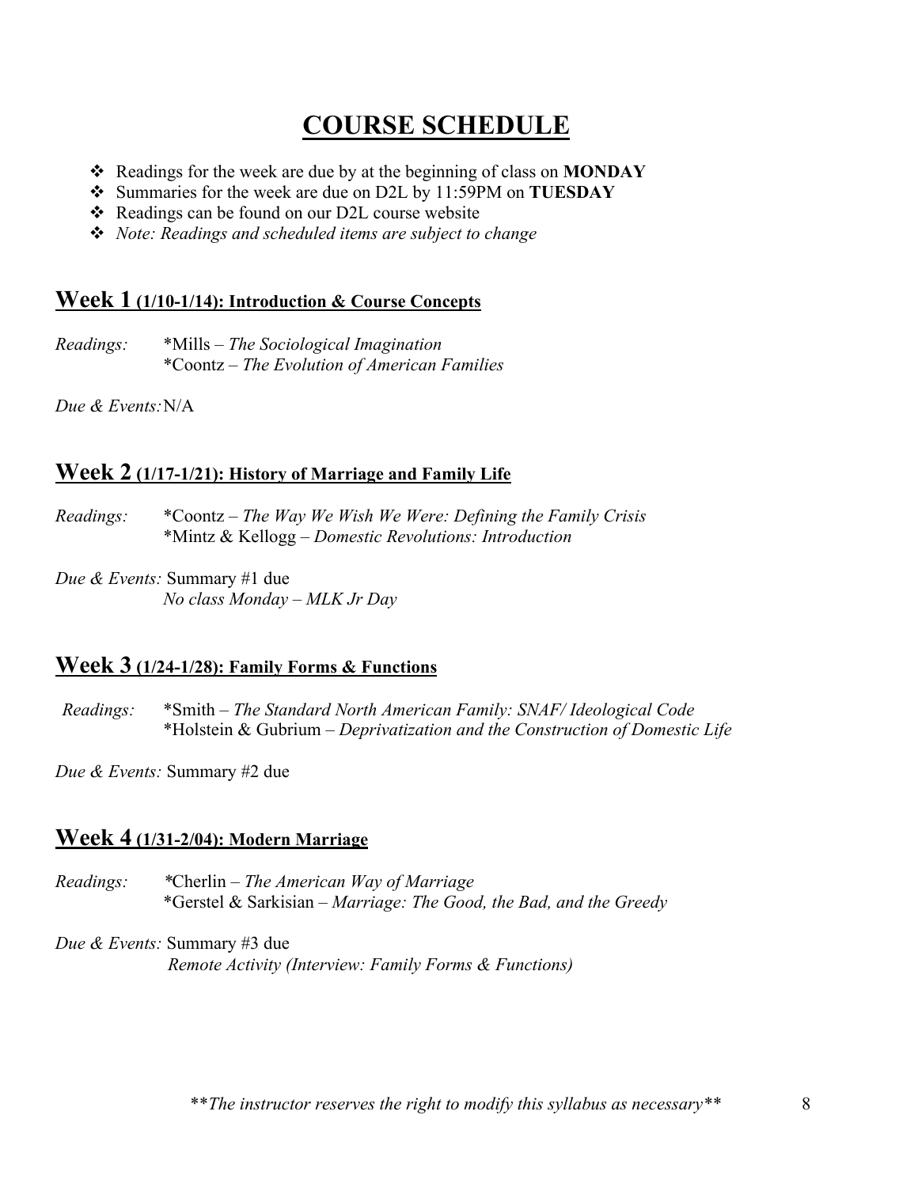# COURSE SCHEDULE

- Readings for the week are due by at the beginning of class on **MONDAY**
- Summaries for the week are due on D2L by 11:59PM on **TUESDAY**
- Readings can be found on our D2L course website
- *Note: Readings and scheduled items are subject to change*

## Week 1 (1/10-1/14): Introduction & Course Concepts

*Readings:* *Mills – *The Sociological Imagination*
*Coontz – *The Evolution of American Families*

*Due & Events:* N/A

## Week 2 (1/17-1/21): History of Marriage and Family Life

*Readings:* *Coontz – *The Way We Wish We Were: Defining the Family Crisis*
*Mintz & Kellogg – *Domestic Revolutions: Introduction*

*Due & Events:* Summary #1 due
*No class Monday – MLK Jr Day*

## Week 3 (1/24-1/28): Family Forms & Functions

*Readings:* *Smith – *The Standard North American Family: SNAF/ Ideological Code*
*Holstein & Gubrium – *Deprivatization and the Construction of Domestic Life*

*Due & Events:* Summary #2 due

## Week 4 (1/31-2/04): Modern Marriage

*Readings:* *Cherlin – *The American Way of Marriage*
*Gerstel & Sarkisian – *Marriage: The Good, the Bad, and the Greedy*

*Due & Events:* Summary #3 due
*Remote Activity (Interview: Family Forms & Functions)*

***The instructor reserves the right to modify this syllabus as necessary***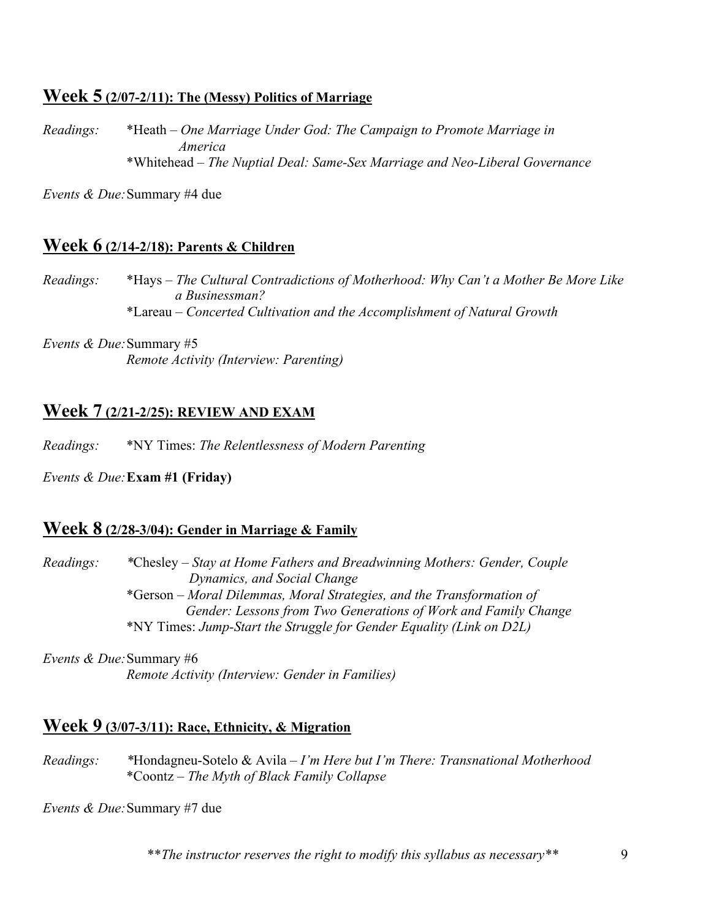## Week 5 (2/07-2/11): The (Messy) Politics of Marriage

*Readings:* *Heath – *One Marriage Under God: The Campaign to Promote Marriage in America*
*Whitehead – *The Nuptial Deal: Same-Sex Marriage and Neo-Liberal Governance*

*Events & Due:* Summary #4 due

## Week 6 (2/14-2/18): Parents & Children

*Readings:* *Hays – *The Cultural Contradictions of Motherhood: Why Can't a Mother Be More Like a Businessman?*
*Lareau – *Concerted Cultivation and the Accomplishment of Natural Growth*

*Events & Due:* Summary #5
*Remote Activity (Interview: Parenting)*

## Week 7 (2/21-2/25): REVIEW AND EXAM

*Readings:* *NY Times: *The Relentlessness of Modern Parenting*

*Events & Due:* **Exam #1 (Friday)**

## Week 8 (2/28-3/04): Gender in Marriage & Family

*Readings:* *Chesley – *Stay at Home Fathers and Breadwinning Mothers: Gender, Couple Dynamics, and Social Change*
*Gerson – *Moral Dilemmas, Moral Strategies, and the Transformation of Gender: Lessons from Two Generations of Work and Family Change*
*NY Times: *Jump-Start the Struggle for Gender Equality (Link on D2L)*

*Events & Due:* Summary #6
*Remote Activity (Interview: Gender in Families)*

## Week 9 (3/07-3/11): Race, Ethnicity, & Migration

*Readings:* *Hondagneu-Sotelo & Avila – *I'm Here but I'm There: Transnational Motherhood*
*Coontz – *The Myth of Black Family Collapse*

*Events & Due:* Summary #7 due

*\*\*The instructor reserves the right to modify this syllabus as necessary\*\**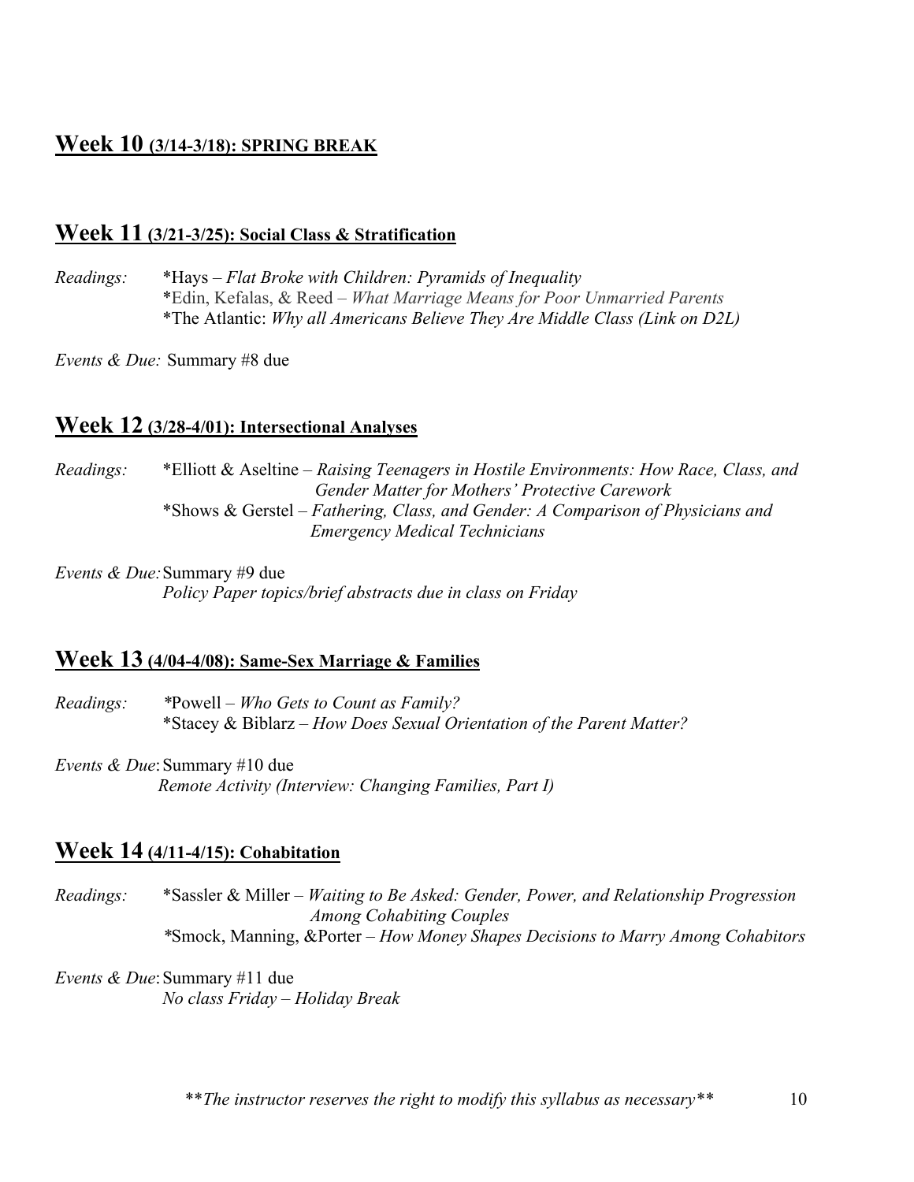## Week 10 (3/14-3/18): SPRING BREAK

## Week 11 (3/21-3/25): Social Class & Stratification

*Readings:* *Hays – *Flat Broke with Children: Pyramids of Inequality*
*Edin, Kefalas, & Reed – *What Marriage Means for Poor Unmarried Parents*
*The Atlantic: *Why all Americans Believe They Are Middle Class (Link on D2L)*

*Events & Due:* Summary #8 due

## Week 12 (3/28-4/01): Intersectional Analyses

*Readings:* *Elliott & Aseltine – *Raising Teenagers in Hostile Environments: How Race, Class, and Gender Matter for Mothers' Protective Carework*
*Shows & Gerstel – *Fathering, Class, and Gender: A Comparison of Physicians and Emergency Medical Technicians*

*Events & Due:* Summary #9 due
*Policy Paper topics/brief abstracts due in class on Friday*

## Week 13 (4/04-4/08): Same-Sex Marriage & Families

*Readings:* *Powell – *Who Gets to Count as Family?*
*Stacey & Biblarz – *How Does Sexual Orientation of the Parent Matter?*

*Events & Due*: Summary #10 due
*Remote Activity (Interview: Changing Families, Part I)*

## Week 14 (4/11-4/15): Cohabitation

*Readings:* *Sassler & Miller – *Waiting to Be Asked: Gender, Power, and Relationship Progression Among Cohabiting Couples*
*Smock, Manning, &Porter – *How Money Shapes Decisions to Marry Among Cohabitors*

*Events & Due*: Summary #11 due
*No class Friday – Holiday Break*

*\*\*The instructor reserves the right to modify this syllabus as necessary\*\**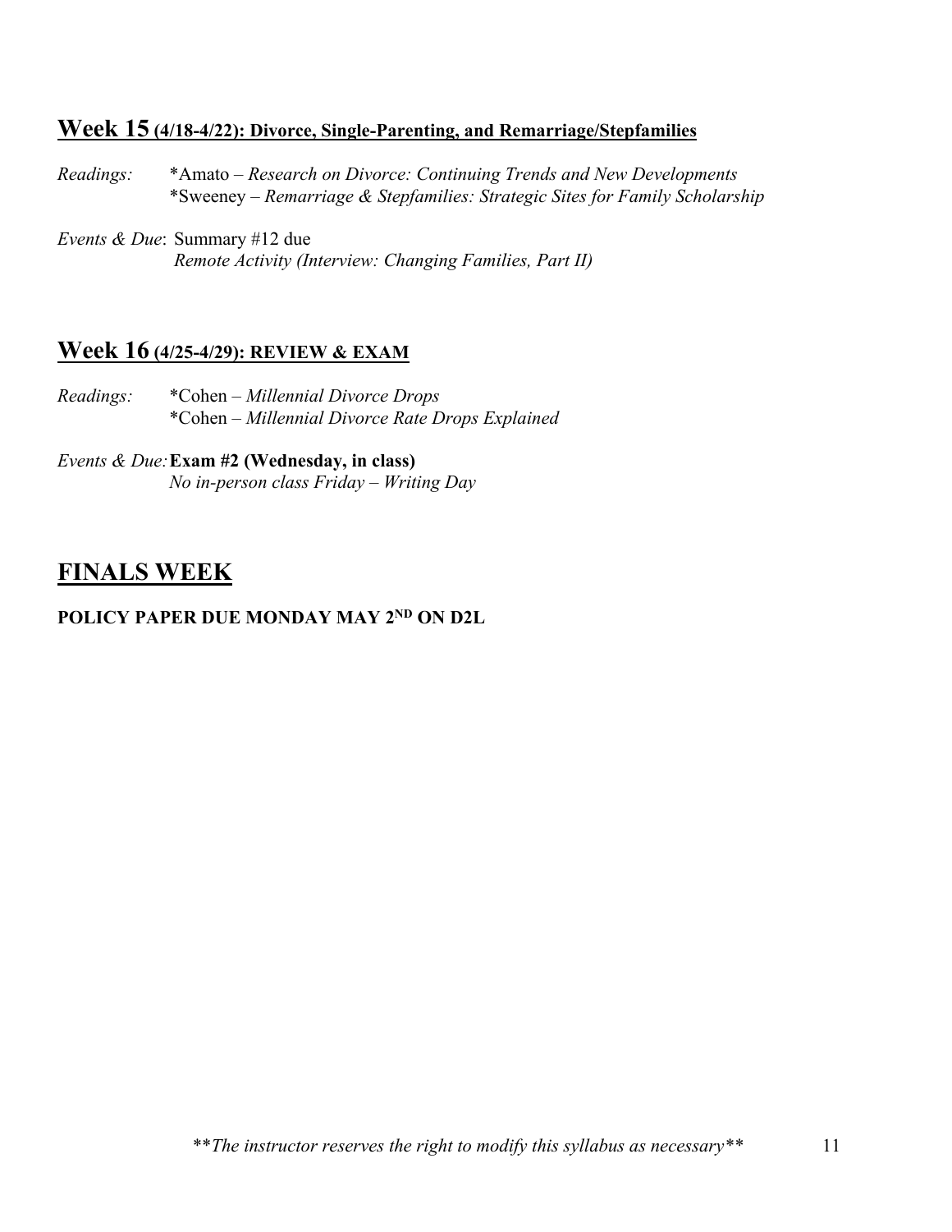## Week 15 (4/18-4/22): Divorce, Single-Parenting, and Remarriage/Stepfamilies

*Readings:* *Amato – *Research on Divorce: Continuing Trends and New Developments*
*Sweeney – *Remarriage & Stepfamilies: Strategic Sites for Family Scholarship*

*Events & Due*: Summary #12 due
*Remote Activity (Interview: Changing Families, Part II)*

## Week 16 (4/25-4/29): REVIEW & EXAM

*Readings:* *Cohen – *Millennial Divorce Drops*
*Cohen – *Millennial Divorce Rate Drops Explained*

*Events & Due:* **Exam #2 (Wednesday, in class)**
*No in-person class Friday – Writing Day*

## FINALS WEEK

**POLICY PAPER DUE MONDAY MAY 2ND ON D2L**

***The instructor reserves the right to modify this syllabus as necessary***